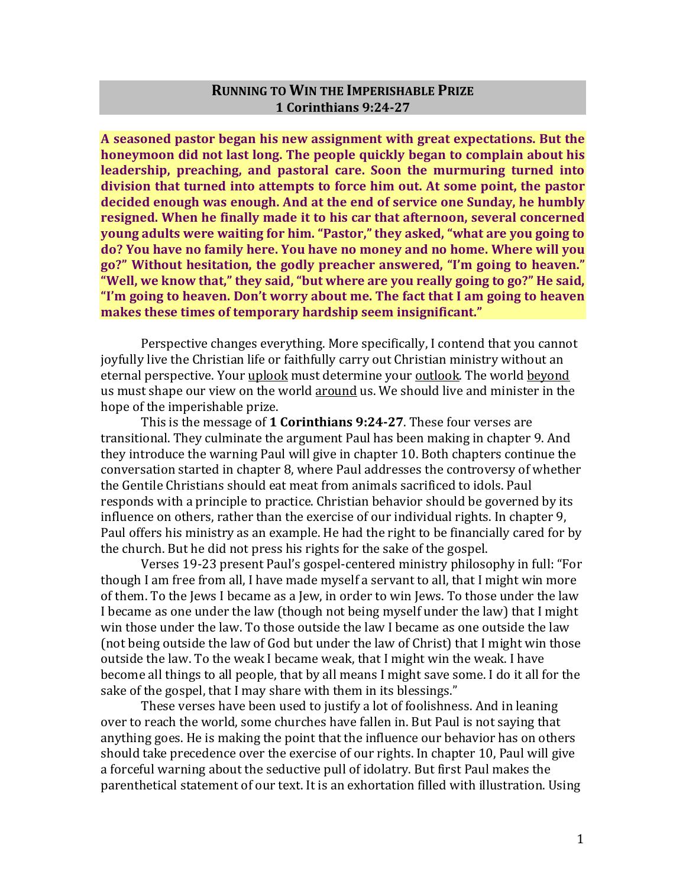# RUNNING TO WIN THE IMPERISHABLE PRIZE
## 1 Corinthians 9:24-27

**A seasoned pastor began his new assignment with great expectations. But the honeymoon did not last long. The people quickly began to complain about his leadership, preaching, and pastoral care. Soon the murmuring turned into division that turned into attempts to force him out. At some point, the pastor decided enough was enough. And at the end of service one Sunday, he humbly resigned. When he finally made it to his car that afternoon, several concerned young adults were waiting for him. "Pastor," they asked, "what are you going to do? You have no family here. You have no money and no home. Where will you go?" Without hesitation, the godly preacher answered, "I'm going to heaven." "Well, we know that," they said, "but where are you really going to go?" He said, "I'm going to heaven. Don't worry about me. The fact that I am going to heaven makes these times of temporary hardship seem insignificant."**

Perspective changes everything. More specifically, I contend that you cannot joyfully live the Christian life or faithfully carry out Christian ministry without an eternal perspective. Your <u>uplook</u> must determine your <u>outlook</u>. The world <u>beyond</u> us must shape our view on the world <u>around</u> us. We should live and minister in the hope of the imperishable prize.

This is the message of **1 Corinthians 9:24-27**. These four verses are transitional. They culminate the argument Paul has been making in chapter 9. And they introduce the warning Paul will give in chapter 10. Both chapters continue the conversation started in chapter 8, where Paul addresses the controversy of whether the Gentile Christians should eat meat from animals sacrificed to idols. Paul responds with a principle to practice. Christian behavior should be governed by its influence on others, rather than the exercise of our individual rights. In chapter 9, Paul offers his ministry as an example. He had the right to be financially cared for by the church. But he did not press his rights for the sake of the gospel.

Verses 19-23 present Paul's gospel-centered ministry philosophy in full: "For though I am free from all, I have made myself a servant to all, that I might win more of them. To the Jews I became as a Jew, in order to win Jews. To those under the law I became as one under the law (though not being myself under the law) that I might win those under the law. To those outside the law I became as one outside the law (not being outside the law of God but under the law of Christ) that I might win those outside the law. To the weak I became weak, that I might win the weak. I have become all things to all people, that by all means I might save some. I do it all for the sake of the gospel, that I may share with them in its blessings."

These verses have been used to justify a lot of foolishness. And in leaning over to reach the world, some churches have fallen in. But Paul is not saying that anything goes. He is making the point that the influence our behavior has on others should take precedence over the exercise of our rights. In chapter 10, Paul will give a forceful warning about the seductive pull of idolatry. But first Paul makes the parenthetical statement of our text. It is an exhortation filled with illustration. Using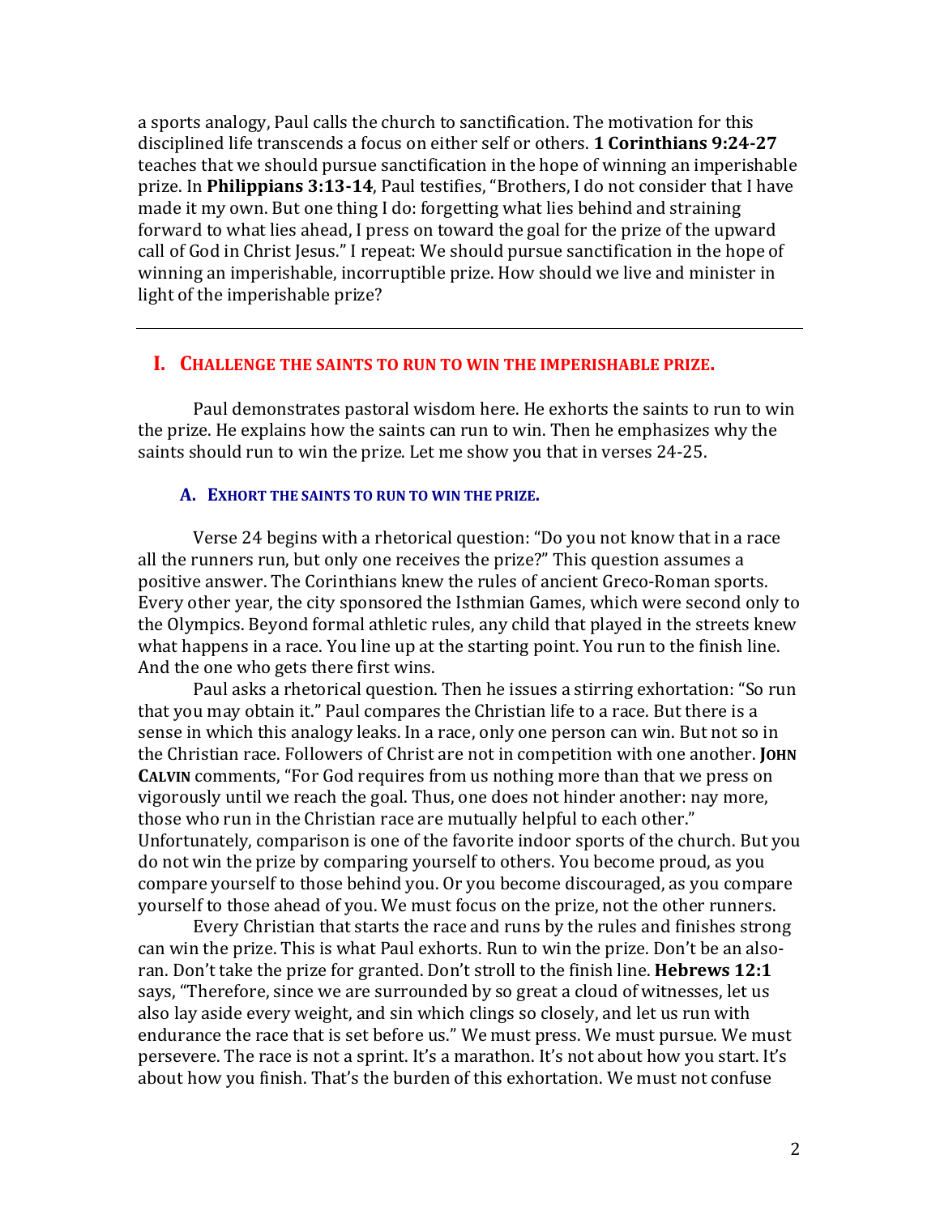a sports analogy, Paul calls the church to sanctification. The motivation for this disciplined life transcends a focus on either self or others. **1 Corinthians 9:24-27** teaches that we should pursue sanctification in the hope of winning an imperishable prize. In **Philippians 3:13-14**, Paul testifies, "Brothers, I do not consider that I have made it my own. But one thing I do: forgetting what lies behind and straining forward to what lies ahead, I press on toward the goal for the prize of the upward call of God in Christ Jesus." I repeat: We should pursue sanctification in the hope of winning an imperishable, incorruptible prize. How should we live and minister in light of the imperishable prize?

---

## I. CHALLENGE THE SAINTS TO RUN TO WIN THE IMPERISHABLE PRIZE.

Paul demonstrates pastoral wisdom here. He exhorts the saints to run to win the prize. He explains how the saints can run to win. Then he emphasizes why the saints should run to win the prize. Let me show you that in verses 24-25.

### A. EXHORT THE SAINTS TO RUN TO WIN THE PRIZE.

Verse 24 begins with a rhetorical question: "Do you not know that in a race all the runners run, but only one receives the prize?" This question assumes a positive answer. The Corinthians knew the rules of ancient Greco-Roman sports. Every other year, the city sponsored the Isthmian Games, which were second only to the Olympics. Beyond formal athletic rules, any child that played in the streets knew what happens in a race. You line up at the starting point. You run to the finish line. And the one who gets there first wins.

Paul asks a rhetorical question. Then he issues a stirring exhortation: "So run that you may obtain it." Paul compares the Christian life to a race. But there is a sense in which this analogy leaks. In a race, only one person can win. But not so in the Christian race. Followers of Christ are not in competition with one another. **JOHN CALVIN** comments, "For God requires from us nothing more than that we press on vigorously until we reach the goal. Thus, one does not hinder another: nay more, those who run in the Christian race are mutually helpful to each other." Unfortunately, comparison is one of the favorite indoor sports of the church. But you do not win the prize by comparing yourself to others. You become proud, as you compare yourself to those behind you. Or you become discouraged, as you compare yourself to those ahead of you. We must focus on the prize, not the other runners.

Every Christian that starts the race and runs by the rules and finishes strong can win the prize. This is what Paul exhorts. Run to win the prize. Don't be an also-ran. Don't take the prize for granted. Don't stroll to the finish line. **Hebrews 12:1** says, "Therefore, since we are surrounded by so great a cloud of witnesses, let us also lay aside every weight, and sin which clings so closely, and let us run with endurance the race that is set before us." We must press. We must pursue. We must persevere. The race is not a sprint. It's a marathon. It's not about how you start. It's about how you finish. That's the burden of this exhortation. We must not confuse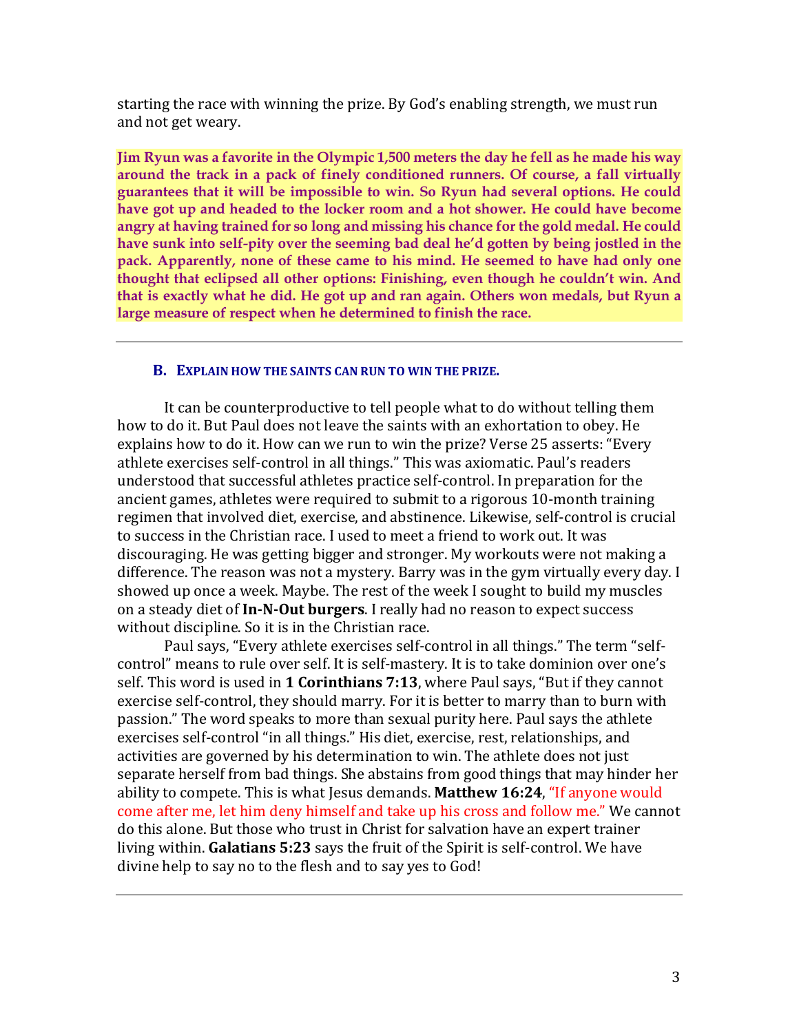starting the race with winning the prize. By God's enabling strength, we must run and not get weary.

**Jim Ryun was a favorite in the Olympic 1,500 meters the day he fell as he made his way around the track in a pack of finely conditioned runners. Of course, a fall virtually guarantees that it will be impossible to win. So Ryun had several options. He could have got up and headed to the locker room and a hot shower. He could have become angry at having trained for so long and missing his chance for the gold medal. He could have sunk into self-pity over the seeming bad deal he'd gotten by being jostled in the pack. Apparently, none of these came to his mind. He seemed to have had only one thought that eclipsed all other options: Finishing, even though he couldn't win. And that is exactly what he did. He got up and ran again. Others won medals, but Ryun a large measure of respect when he determined to finish the race.**

---

### B. EXPLAIN HOW THE SAINTS CAN RUN TO WIN THE PRIZE.

It can be counterproductive to tell people what to do without telling them how to do it. But Paul does not leave the saints with an exhortation to obey. He explains how to do it. How can we run to win the prize? Verse 25 asserts: "Every athlete exercises self-control in all things." This was axiomatic. Paul's readers understood that successful athletes practice self-control. In preparation for the ancient games, athletes were required to submit to a rigorous 10-month training regimen that involved diet, exercise, and abstinence. Likewise, self-control is crucial to success in the Christian race. I used to meet a friend to work out. It was discouraging. He was getting bigger and stronger. My workouts were not making a difference. The reason was not a mystery. Barry was in the gym virtually every day. I showed up once a week. Maybe. The rest of the week I sought to build my muscles on a steady diet of **In-N-Out burgers**. I really had no reason to expect success without discipline. So it is in the Christian race.

Paul says, "Every athlete exercises self-control in all things." The term "self-control" means to rule over self. It is self-mastery. It is to take dominion over one's self. This word is used in **1 Corinthians 7:13**, where Paul says, "But if they cannot exercise self-control, they should marry. For it is better to marry than to burn with passion." The word speaks to more than sexual purity here. Paul says the athlete exercises self-control "in all things." His diet, exercise, rest, relationships, and activities are governed by his determination to win. The athlete does not just separate herself from bad things. She abstains from good things that may hinder her ability to compete. This is what Jesus demands. **Matthew 16:24**, "If anyone would come after me, let him deny himself and take up his cross and follow me." We cannot do this alone. But those who trust in Christ for salvation have an expert trainer living within. **Galatians 5:23** says the fruit of the Spirit is self-control. We have divine help to say no to the flesh and to say yes to God!

---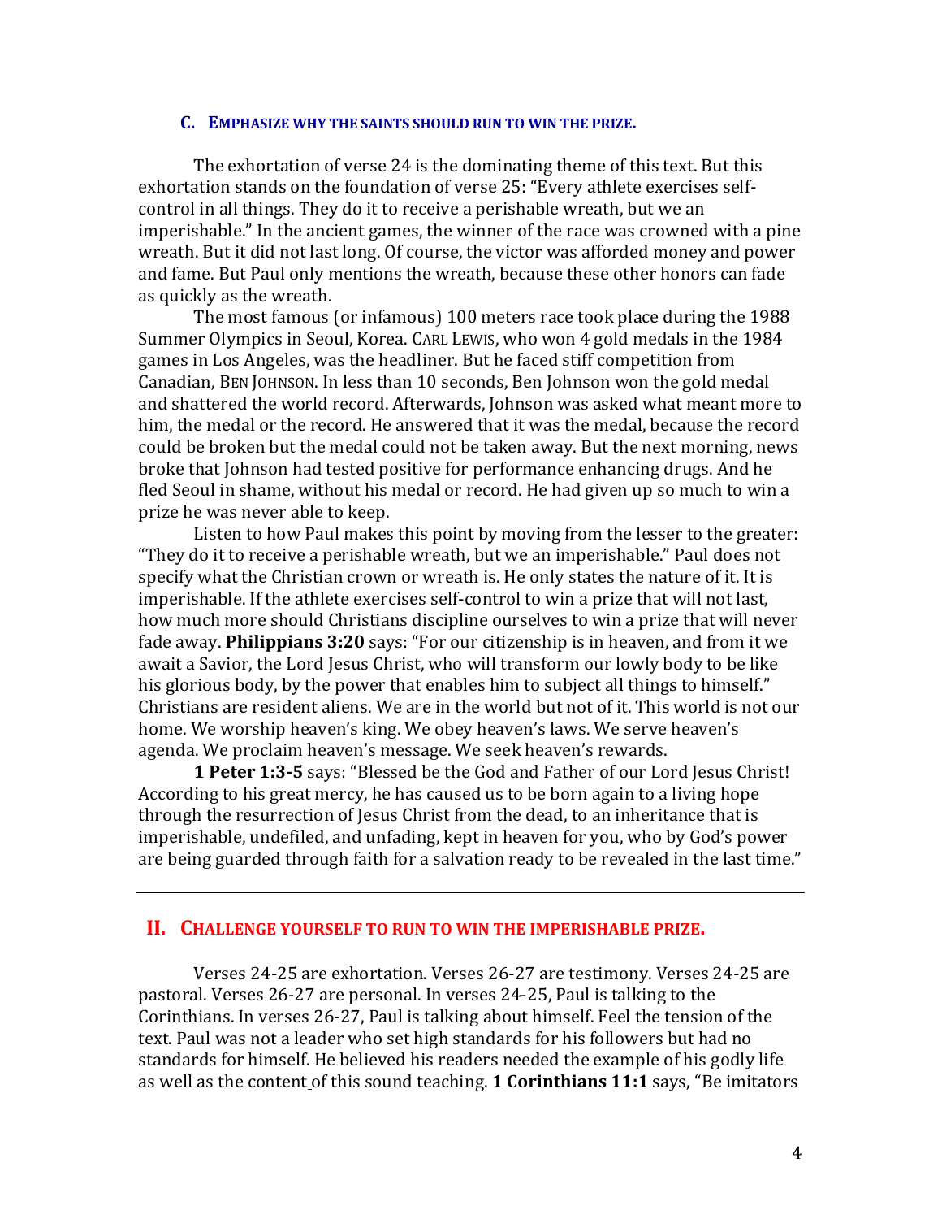### C. EMPHASIZE WHY THE SAINTS SHOULD RUN TO WIN THE PRIZE.

The exhortation of verse 24 is the dominating theme of this text. But this exhortation stands on the foundation of verse 25: "Every athlete exercises self-control in all things. They do it to receive a perishable wreath, but we an imperishable." In the ancient games, the winner of the race was crowned with a pine wreath. But it did not last long. Of course, the victor was afforded money and power and fame. But Paul only mentions the wreath, because these other honors can fade as quickly as the wreath.

The most famous (or infamous) 100 meters race took place during the 1988 Summer Olympics in Seoul, Korea. CARL LEWIS, who won 4 gold medals in the 1984 games in Los Angeles, was the headliner. But he faced stiff competition from Canadian, BEN JOHNSON. In less than 10 seconds, Ben Johnson won the gold medal and shattered the world record. Afterwards, Johnson was asked what meant more to him, the medal or the record. He answered that it was the medal, because the record could be broken but the medal could not be taken away. But the next morning, news broke that Johnson had tested positive for performance enhancing drugs. And he fled Seoul in shame, without his medal or record. He had given up so much to win a prize he was never able to keep.

Listen to how Paul makes this point by moving from the lesser to the greater: "They do it to receive a perishable wreath, but we an imperishable." Paul does not specify what the Christian crown or wreath is. He only states the nature of it. It is imperishable. If the athlete exercises self-control to win a prize that will not last, how much more should Christians discipline ourselves to win a prize that will never fade away. **Philippians 3:20** says: "For our citizenship is in heaven, and from it we await a Savior, the Lord Jesus Christ, who will transform our lowly body to be like his glorious body, by the power that enables him to subject all things to himself." Christians are resident aliens. We are in the world but not of it. This world is not our home. We worship heaven's king. We obey heaven's laws. We serve heaven's agenda. We proclaim heaven's message. We seek heaven's rewards.

**1 Peter 1:3-5** says: "Blessed be the God and Father of our Lord Jesus Christ! According to his great mercy, he has caused us to be born again to a living hope through the resurrection of Jesus Christ from the dead, to an inheritance that is imperishable, undefiled, and unfading, kept in heaven for you, who by God's power are being guarded through faith for a salvation ready to be revealed in the last time."

---

## II. CHALLENGE YOURSELF TO RUN TO WIN THE IMPERISHABLE PRIZE.

Verses 24-25 are exhortation. Verses 26-27 are testimony. Verses 24-25 are pastoral. Verses 26-27 are personal. In verses 24-25, Paul is talking to the Corinthians. In verses 26-27, Paul is talking about himself. Feel the tension of the text. Paul was not a leader who set high standards for his followers but had no standards for himself. He believed his readers needed the example of his godly life as well as the content of this sound teaching. **1 Corinthians 11:1** says, "Be imitators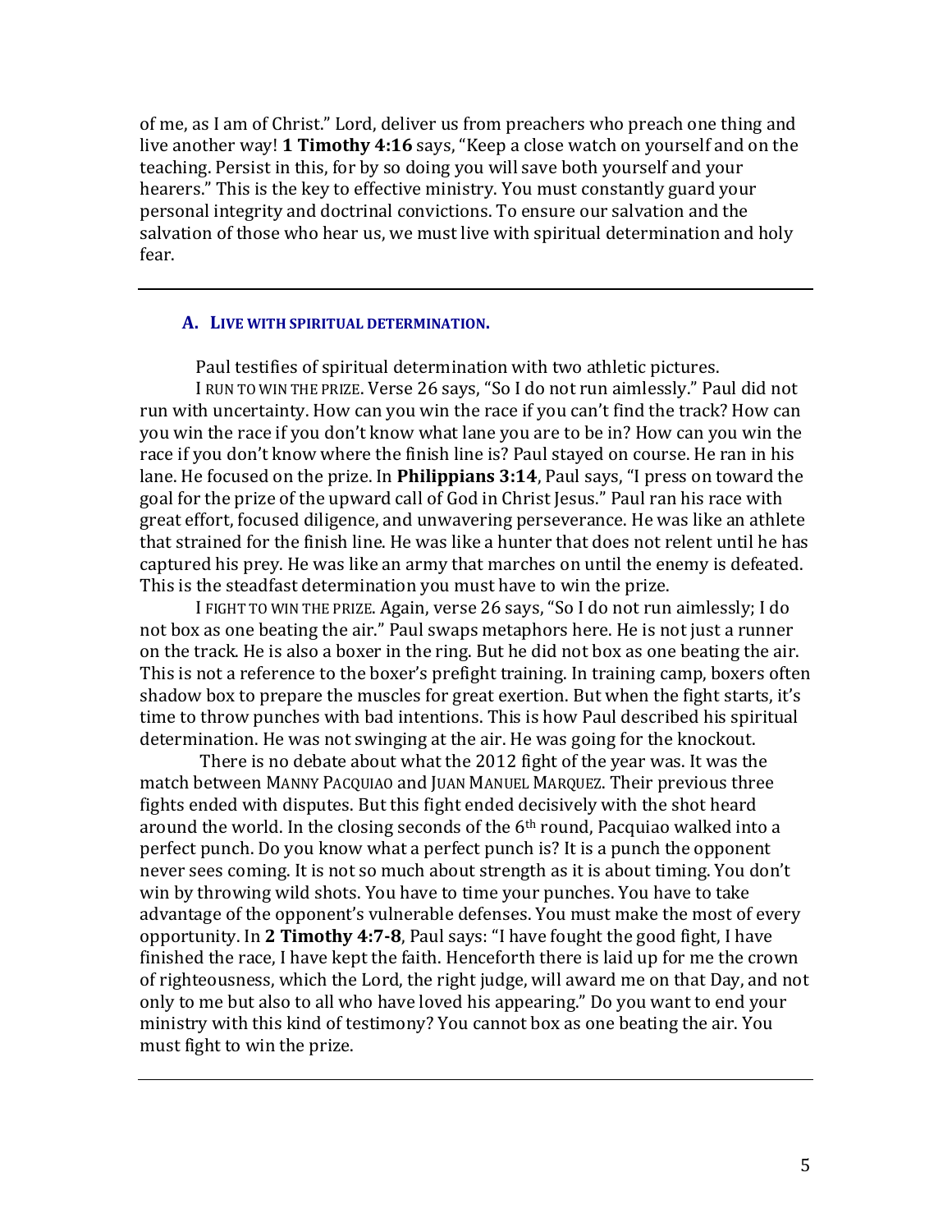of me, as I am of Christ." Lord, deliver us from preachers who preach one thing and live another way! **1 Timothy 4:16** says, "Keep a close watch on yourself and on the teaching. Persist in this, for by so doing you will save both yourself and your hearers." This is the key to effective ministry. You must constantly guard your personal integrity and doctrinal convictions. To ensure our salvation and the salvation of those who hear us, we must live with spiritual determination and holy fear.

---

### A. LIVE WITH SPIRITUAL DETERMINATION.

Paul testifies of spiritual determination with two athletic pictures.

I RUN TO WIN THE PRIZE. Verse 26 says, "So I do not run aimlessly." Paul did not run with uncertainty. How can you win the race if you can't find the track? How can you win the race if you don't know what lane you are to be in? How can you win the race if you don't know where the finish line is? Paul stayed on course. He ran in his lane. He focused on the prize. In **Philippians 3:14**, Paul says, "I press on toward the goal for the prize of the upward call of God in Christ Jesus." Paul ran his race with great effort, focused diligence, and unwavering perseverance. He was like an athlete that strained for the finish line. He was like a hunter that does not relent until he has captured his prey. He was like an army that marches on until the enemy is defeated. This is the steadfast determination you must have to win the prize.

I FIGHT TO WIN THE PRIZE. Again, verse 26 says, "So I do not run aimlessly; I do not box as one beating the air." Paul swaps metaphors here. He is not just a runner on the track. He is also a boxer in the ring. But he did not box as one beating the air. This is not a reference to the boxer's prefight training. In training camp, boxers often shadow box to prepare the muscles for great exertion. But when the fight starts, it's time to throw punches with bad intentions. This is how Paul described his spiritual determination. He was not swinging at the air. He was going for the knockout.

There is no debate about what the 2012 fight of the year was. It was the match between MANNY PACQUIAO and JUAN MANUEL MARQUEZ. Their previous three fights ended with disputes. But this fight ended decisively with the shot heard around the world. In the closing seconds of the 6th round, Pacquiao walked into a perfect punch. Do you know what a perfect punch is? It is a punch the opponent never sees coming. It is not so much about strength as it is about timing. You don't win by throwing wild shots. You have to time your punches. You have to take advantage of the opponent's vulnerable defenses. You must make the most of every opportunity. In **2 Timothy 4:7-8**, Paul says: "I have fought the good fight, I have finished the race, I have kept the faith. Henceforth there is laid up for me the crown of righteousness, which the Lord, the right judge, will award me on that Day, and not only to me but also to all who have loved his appearing." Do you want to end your ministry with this kind of testimony? You cannot box as one beating the air. You must fight to win the prize.

---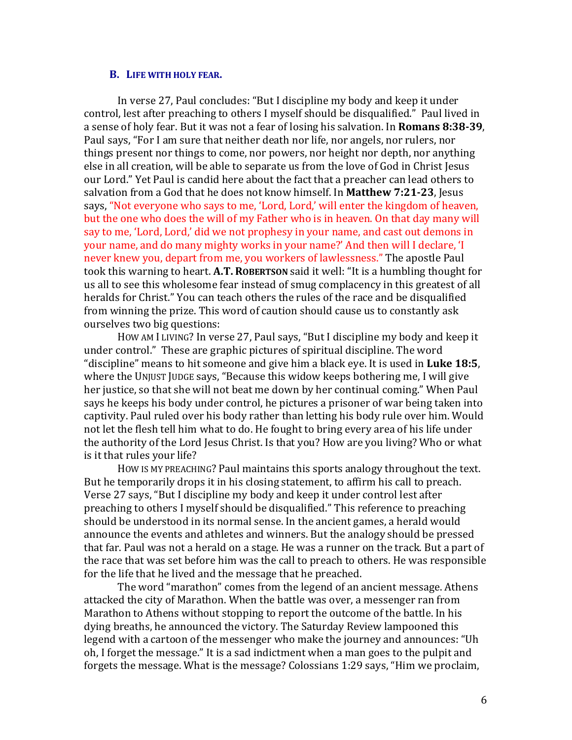### B. LIFE WITH HOLY FEAR.

In verse 27, Paul concludes: "But I discipline my body and keep it under control, lest after preaching to others I myself should be disqualified." Paul lived in a sense of holy fear. But it was not a fear of losing his salvation. In **Romans 8:38-39**, Paul says, "For I am sure that neither death nor life, nor angels, nor rulers, nor things present nor things to come, nor powers, nor height nor depth, nor anything else in all creation, will be able to separate us from the love of God in Christ Jesus our Lord." Yet Paul is candid here about the fact that a preacher can lead others to salvation from a God that he does not know himself. In **Matthew 7:21-23**, Jesus says, "Not everyone who says to me, 'Lord, Lord,' will enter the kingdom of heaven, but the one who does the will of my Father who is in heaven. On that day many will say to me, 'Lord, Lord,' did we not prophesy in your name, and cast out demons in your name, and do many mighty works in your name?' And then will I declare, 'I never knew you, depart from me, you workers of lawlessness." The apostle Paul took this warning to heart. **A.T. ROBERTSON** said it well: "It is a humbling thought for us all to see this wholesome fear instead of smug complacency in this greatest of all heralds for Christ." You can teach others the rules of the race and be disqualified from winning the prize. This word of caution should cause us to constantly ask ourselves two big questions:

HOW AM I LIVING? In verse 27, Paul says, "But I discipline my body and keep it under control." These are graphic pictures of spiritual discipline. The word "discipline" means to hit someone and give him a black eye. It is used in **Luke 18:5**, where the UNJUST JUDGE says, "Because this widow keeps bothering me, I will give her justice, so that she will not beat me down by her continual coming." When Paul says he keeps his body under control, he pictures a prisoner of war being taken into captivity. Paul ruled over his body rather than letting his body rule over him. Would not let the flesh tell him what to do. He fought to bring every area of his life under the authority of the Lord Jesus Christ. Is that you? How are you living? Who or what is it that rules your life?

HOW IS MY PREACHING? Paul maintains this sports analogy throughout the text. But he temporarily drops it in his closing statement, to affirm his call to preach. Verse 27 says, "But I discipline my body and keep it under control lest after preaching to others I myself should be disqualified." This reference to preaching should be understood in its normal sense. In the ancient games, a herald would announce the events and athletes and winners. But the analogy should be pressed that far. Paul was not a herald on a stage. He was a runner on the track. But a part of the race that was set before him was the call to preach to others. He was responsible for the life that he lived and the message that he preached.

The word "marathon" comes from the legend of an ancient message. Athens attacked the city of Marathon. When the battle was over, a messenger ran from Marathon to Athens without stopping to report the outcome of the battle. In his dying breaths, he announced the victory. The Saturday Review lampooned this legend with a cartoon of the messenger who make the journey and announces: "Uh oh, I forget the message." It is a sad indictment when a man goes to the pulpit and forgets the message. What is the message? Colossians 1:29 says, "Him we proclaim,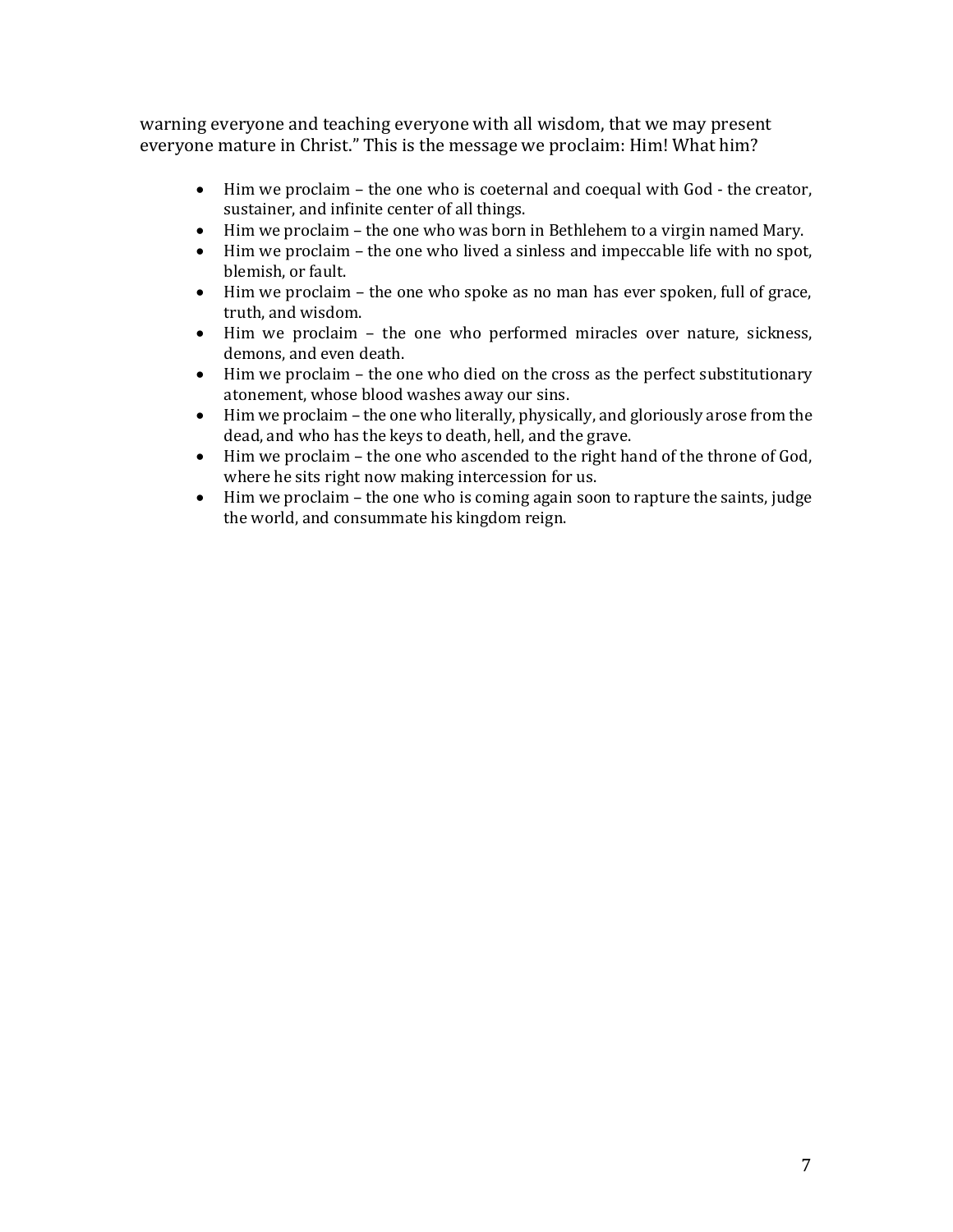warning everyone and teaching everyone with all wisdom, that we may present everyone mature in Christ." This is the message we proclaim: Him! What him?

- Him we proclaim – the one who is coeternal and coequal with God - the creator, sustainer, and infinite center of all things.
- Him we proclaim – the one who was born in Bethlehem to a virgin named Mary.
- Him we proclaim – the one who lived a sinless and impeccable life with no spot, blemish, or fault.
- Him we proclaim – the one who spoke as no man has ever spoken, full of grace, truth, and wisdom.
- Him we proclaim – the one who performed miracles over nature, sickness, demons, and even death.
- Him we proclaim – the one who died on the cross as the perfect substitutionary atonement, whose blood washes away our sins.
- Him we proclaim – the one who literally, physically, and gloriously arose from the dead, and who has the keys to death, hell, and the grave.
- Him we proclaim – the one who ascended to the right hand of the throne of God, where he sits right now making intercession for us.
- Him we proclaim – the one who is coming again soon to rapture the saints, judge the world, and consummate his kingdom reign.